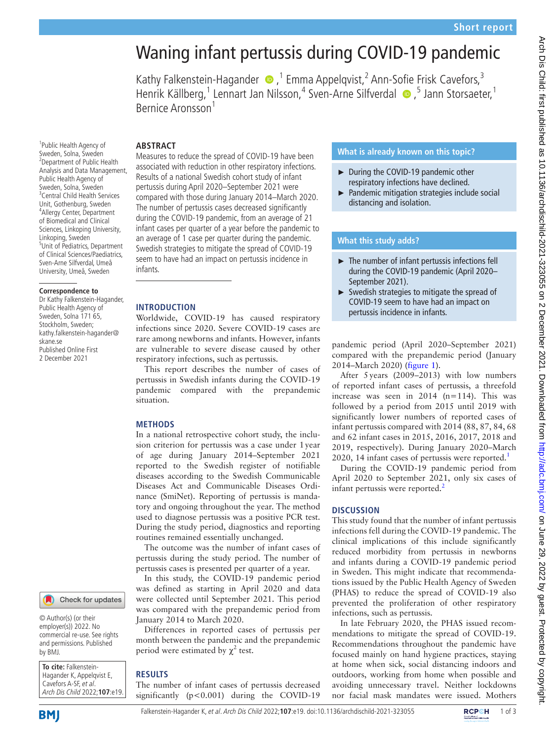# Waning infant pertussis during COVID-19 pandemic

Kathy Falkenstein-Hagander[1], Emma Appelqvist[2], Ann-Sofie Frisk Cavefors[3], Henrik Källberg[1], Lennart Jan Nilsson[4], Sven-Arne Silfverdal[5], Jann Storsaeter[1], Bernice Aronsson[1]

[1]Public Health Agency of Sweden, Solna, Sweden
[2]Department of Public Health Analysis and Data Management, Public Health Agency of Sweden, Solna, Sweden
[3]Central Child Health Services Unit, Gothenburg, Sweden
[4]Allergy Center, Department of Biomedical and Clinical Sciences, Linkoping University, Linkoping, Sweden
[5]Unit of Pediatrics, Department of Clinical Sciences/Paediatrics, Sven-Arne Silfverdal, Umeå University, Umeå, Sweden

**Correspondence to**
Dr Kathy Falkenstein-Hagander, Public Health Agency of Sweden, Solna 171 65, Stockholm, Sweden; kathy.falkenstein-hagander@skane.se

Published Online First 2 December 2021

© Author(s) (or their employer(s)) 2022. No commercial re-use. See rights and permissions. Published by BMJ.

**To cite:** Falkenstein-Hagander K, Appelqvist E, Cavefors A-SF, *et al*. *Arch Dis Child* 2022;**107**:e19.

## ABSTRACT

Measures to reduce the spread of COVID-19 have been associated with reduction in other respiratory infections. Results of a national Swedish cohort study of infant pertussis during April 2020–September 2021 were compared with those during January 2014–March 2020. The number of pertussis cases decreased significantly during the COVID-19 pandemic, from an average of 21 infant cases per quarter of a year before the pandemic to an average of 1 case per quarter during the pandemic. Swedish strategies to mitigate the spread of COVID-19 seem to have had an impact on pertussis incidence in infants.

## INTRODUCTION

Worldwide, COVID-19 has caused respiratory infections since 2020. Severe COVID-19 cases are rare among newborns and infants. However, infants are vulnerable to severe disease caused by other respiratory infections, such as pertussis.

This report describes the number of cases of pertussis in Swedish infants during the COVID-19 pandemic compared with the prepandemic situation.

## METHODS

In a national retrospective cohort study, the inclusion criterion for pertussis was a case under 1 year of age during January 2014–September 2021 reported to the Swedish register of notifiable diseases according to the Swedish Communicable Diseases Act and Communicable Diseases Ordinance (SmiNet). Reporting of pertussis is mandatory and ongoing throughout the year. The method used to diagnose pertussis was a positive PCR test. During the study period, diagnostics and reporting routines remained essentially unchanged.

The outcome was the number of infant cases of pertussis during the study period. The number of pertussis cases is presented per quarter of a year.

In this study, the COVID-19 pandemic period was defined as starting in April 2020 and data were collected until September 2021. This period was compared with the prepandemic period from January 2014 to March 2020.

Differences in reported cases of pertussis per month between the pandemic and the prepandemic period were estimated by $\chi^2$ test.

## RESULTS

The number of infant cases of pertussis decreased significantly ($p<0.001$) during the COVID-19 pandemic period (April 2020–September 2021) compared with the prepandemic period (January 2014–March 2020) (figure 1).

After 5 years (2009–2013) with low numbers of reported infant cases of pertussis, a threefold increase was seen in 2014 (n=114). This was followed by a period from 2015 until 2019 with significantly lower numbers of reported cases of infant pertussis compared with 2014 (88, 87, 84, 68 and 62 infant cases in 2015, 2016, 2017, 2018 and 2019, respectively). During January 2020–March 2020, 14 infant cases of pertussis were reported.[1]

During the COVID-19 pandemic period from April 2020 to September 2021, only six cases of infant pertussis were reported.[2]

### What is already known on this topic?

- During the COVID-19 pandemic other respiratory infections have declined.
- Pandemic mitigation strategies include social distancing and isolation.

### What this study adds?

- The number of infant pertussis infections fell during the COVID-19 pandemic (April 2020–September 2021).
- Swedish strategies to mitigate the spread of COVID-19 seem to have had an impact on pertussis incidence in infants.

## DISCUSSION

This study found that the number of infant pertussis infections fell during the COVID-19 pandemic. The clinical implications of this include significantly reduced morbidity from pertussis in newborns and infants during a COVID-19 pandemic period in Sweden. This might indicate that recommendations issued by the Public Health Agency of Sweden (PHAS) to reduce the spread of COVID-19 also prevented the proliferation of other respiratory infections, such as pertussis.

In late February 2020, the PHAS issued recommendations to mitigate the spread of COVID-19. Recommendations throughout the pandemic have focused mainly on hand hygiene practices, staying at home when sick, social distancing indoors and outdoors, working from home when possible and avoiding unnecessary travel. Neither lockdowns nor facial mask mandates were issued. Mothers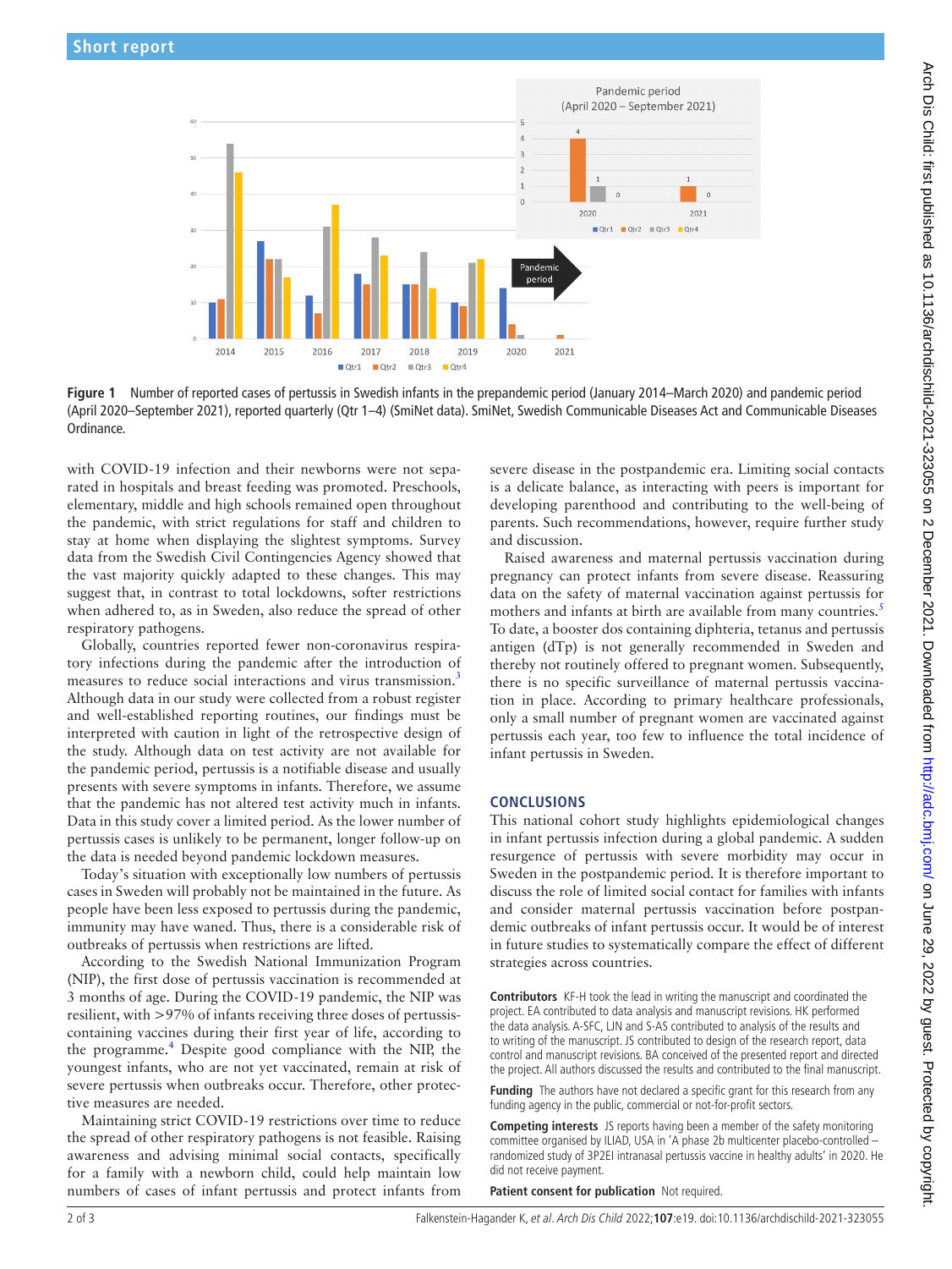Figure 1 Number of reported cases of pertussis in Swedish infants in the prepandemic period (January 2014–March 2020) and pandemic period (April 2020–September 2021), reported quarterly (Qtr 1–4) (SmiNet data). SmiNet, Swedish Communicable Diseases Act and Communicable Diseases Ordinance.

with COVID-19 infection and their newborns were not separated in hospitals and breast feeding was promoted. Preschools, elementary, middle and high schools remained open throughout the pandemic, with strict regulations for staff and children to stay at home when displaying the slightest symptoms. Survey data from the Swedish Civil Contingencies Agency showed that the vast majority quickly adapted to these changes. This may suggest that, in contrast to total lockdowns, softer restrictions when adhered to, as in Sweden, also reduce the spread of other respiratory pathogens.

Globally, countries reported fewer non-coronavirus respiratory infections during the pandemic after the introduction of measures to reduce social interactions and virus transmission.[3] Although data in our study were collected from a robust register and well-established reporting routines, our findings must be interpreted with caution in light of the retrospective design of the study. Although data on test activity are not available for the pandemic period, pertussis is a notifiable disease and usually presents with severe symptoms in infants. Therefore, we assume that the pandemic has not altered test activity much in infants. Data in this study cover a limited period. As the lower number of pertussis cases is unlikely to be permanent, longer follow-up on the data is needed beyond pandemic lockdown measures.

Today's situation with exceptionally low numbers of pertussis cases in Sweden will probably not be maintained in the future. As people have been less exposed to pertussis during the pandemic, immunity may have waned. Thus, there is a considerable risk of outbreaks of pertussis when restrictions are lifted.

According to the Swedish National Immunization Program (NIP), the first dose of pertussis vaccination is recommended at 3 months of age. During the COVID-19 pandemic, the NIP was resilient, with >97% of infants receiving three doses of pertussis-containing vaccines during their first year of life, according to the programme.[4] Despite good compliance with the NIP, the youngest infants, who are not yet vaccinated, remain at risk of severe pertussis when outbreaks occur. Therefore, other protective measures are needed.

Maintaining strict COVID-19 restrictions over time to reduce the spread of other respiratory pathogens is not feasible. Raising awareness and advising minimal social contacts, specifically for a family with a newborn child, could help maintain low numbers of cases of infant pertussis and protect infants from severe disease in the postpandemic era. Limiting social contacts is a delicate balance, as interacting with peers is important for developing parenthood and contributing to the well-being of parents. Such recommendations, however, require further study and discussion.

Raised awareness and maternal pertussis vaccination during pregnancy can protect infants from severe disease. Reassuring data on the safety of maternal vaccination against pertussis for mothers and infants at birth are available from many countries.[5] To date, a booster dos containing diphteria, tetanus and pertussis antigen (dTp) is not generally recommended in Sweden and thereby not routinely offered to pregnant women. Subsequently, there is no specific surveillance of maternal pertussis vaccination in place. According to primary healthcare professionals, only a small number of pregnant women are vaccinated against pertussis each year, too few to influence the total incidence of infant pertussis in Sweden.

## CONCLUSIONS

This national cohort study highlights epidemiological changes in infant pertussis infection during a global pandemic. A sudden resurgence of pertussis with severe morbidity may occur in Sweden in the postpandemic period. It is therefore important to discuss the role of limited social contact for families with infants and consider maternal pertussis vaccination before postpandemic outbreaks of infant pertussis occur. It would be of interest in future studies to systematically compare the effect of different strategies across countries.

**Contributors** KF-H took the lead in writing the manuscript and coordinated the project. EA contributed to data analysis and manuscript revisions. HK performed the data analysis. A-SFC, LJN and S-AS contributed to analysis of the results and to writing of the manuscript. JS contributed to design of the research report, data control and manuscript revisions. BA conceived of the presented report and directed the project. All authors discussed the results and contributed to the final manuscript.

**Funding** The authors have not declared a specific grant for this research from any funding agency in the public, commercial or not-for-profit sectors.

**Competing interests** JS reports having been a member of the safety monitoring committee organised by ILIAD, USA in 'A phase 2b multicenter placebo-controlled – randomized study of 3P2EI intranasal pertussis vaccine in healthy adults' in 2020. He did not receive payment.

**Patient consent for publication** Not required.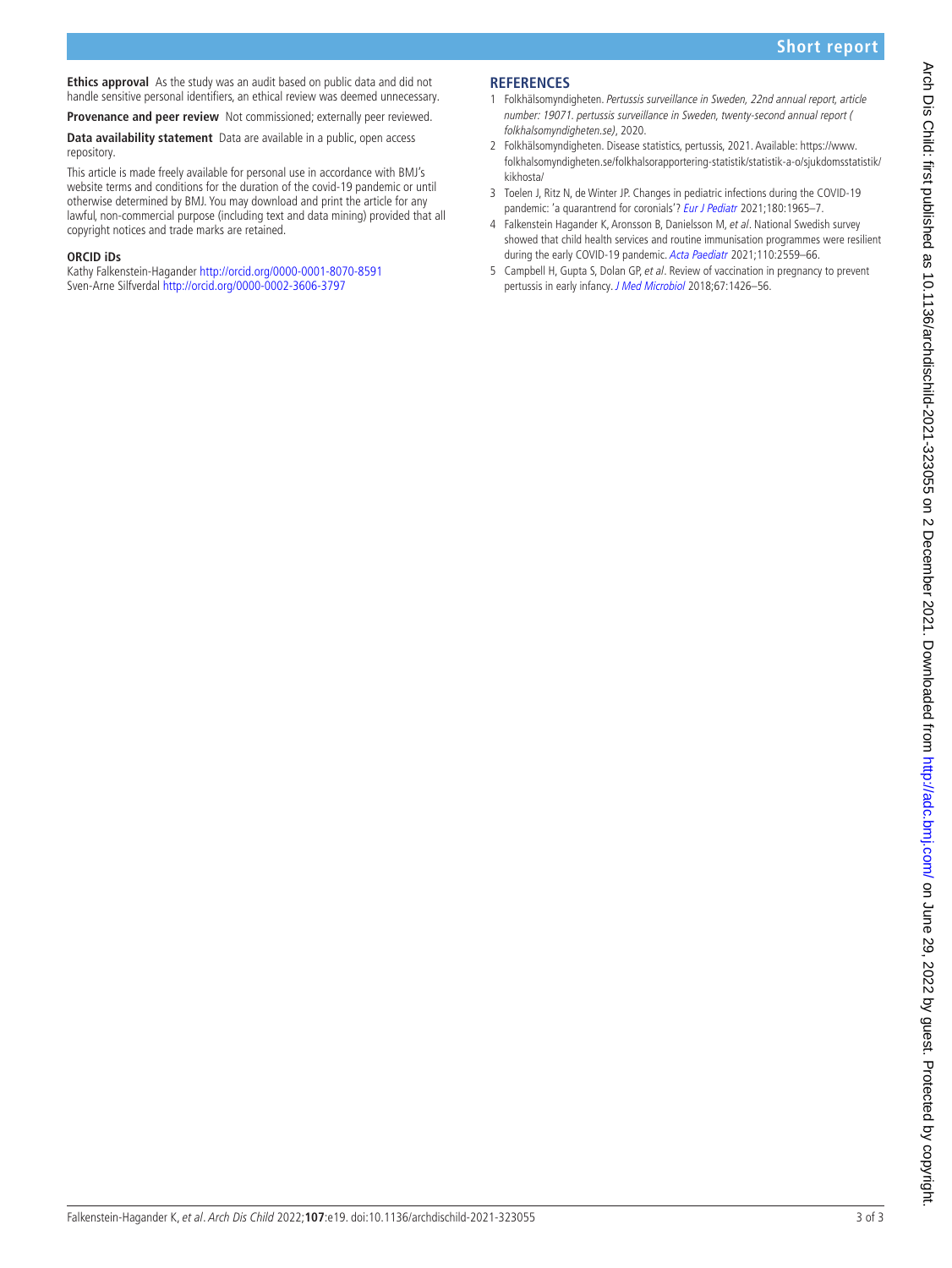**Ethics approval** As the study was an audit based on public data and did not handle sensitive personal identifiers, an ethical review was deemed unnecessary.

**Provenance and peer review** Not commissioned; externally peer reviewed.

**Data availability statement** Data are available in a public, open access repository.

This article is made freely available for personal use in accordance with BMJ's website terms and conditions for the duration of the covid-19 pandemic or until otherwise determined by BMJ. You may download and print the article for any lawful, non-commercial purpose (including text and data mining) provided that all copyright notices and trade marks are retained.

**ORCID iDs**

Kathy Falkenstein-Hagander http://orcid.org/0000-0001-8070-8591
Sven-Arne Silfverdal http://orcid.org/0000-0002-3606-3797

## REFERENCES

1. Folkhälsomyndigheten. *Pertussis surveillance in Sweden, 22nd annual report, article number: 19071. pertussis surveillance in Sweden, twenty-second annual report ( folkhalsomyndigheten.se)*, 2020.
2. Folkhälsomyndigheten. Disease statistics, pertussis, 2021. Available: https://www.folkhalsomyndigheten.se/folkhalsorapportering-statistik/statistik-a-o/sjukdomsstatistik/kikhosta/
3. Toelen J, Ritz N, de Winter JP. Changes in pediatric infections during the COVID-19 pandemic: 'a quarantrend for coronials'? *Eur J Pediatr* 2021;180:1965–7.
4. Falkenstein Hagander K, Aronsson B, Danielsson M, *et al*. National Swedish survey showed that child health services and routine immunisation programmes were resilient during the early COVID-19 pandemic. *Acta Paediatr* 2021;110:2559–66.
5. Campbell H, Gupta S, Dolan GP, *et al*. Review of vaccination in pregnancy to prevent pertussis in early infancy. *J Med Microbiol* 2018;67:1426–56.